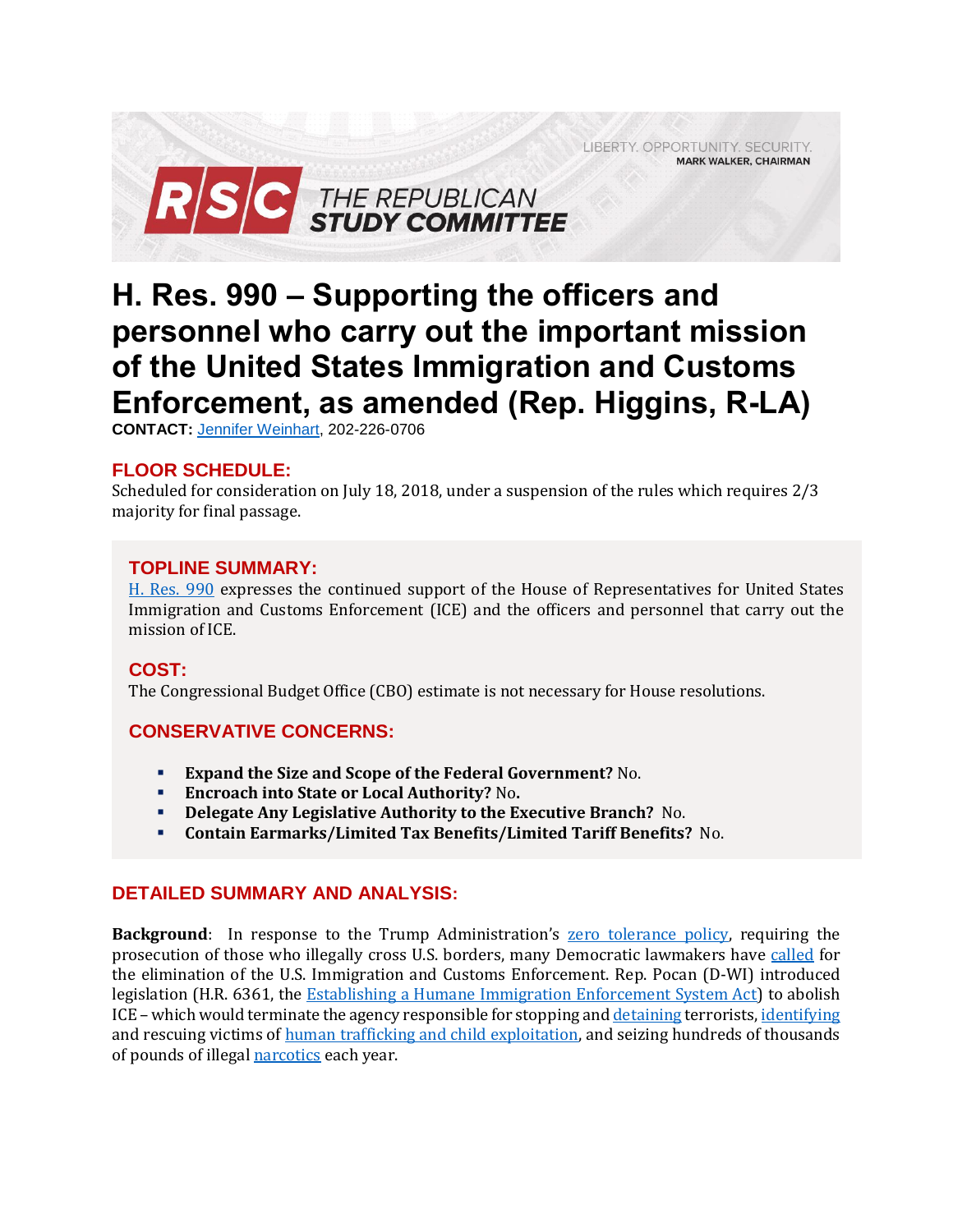LIBERTY. OPPORTUNITY. SECURITY.
MARK WALKER, CHAIRMAN

RSC THE REPUBLICAN STUDY COMMITTEE

# H. Res. 990 – Supporting the officers and personnel who carry out the important mission of the United States Immigration and Customs Enforcement, as amended (Rep. Higgins, R-LA)

**CONTACT:** Jennifer Weinhart, 202-226-0706

## FLOOR SCHEDULE:

Scheduled for consideration on July 18, 2018, under a suspension of the rules which requires 2/3 majority for final passage.

## TOPLINE SUMMARY:

H. Res. 990 expresses the continued support of the House of Representatives for United States Immigration and Customs Enforcement (ICE) and the officers and personnel that carry out the mission of ICE.

## COST:

The Congressional Budget Office (CBO) estimate is not necessary for House resolutions.

## CONSERVATIVE CONCERNS:

- **Expand the Size and Scope of the Federal Government?** No.
- **Encroach into State or Local Authority?** No.
- **Delegate Any Legislative Authority to the Executive Branch?** No.
- **Contain Earmarks/Limited Tax Benefits/Limited Tariff Benefits?** No.

## DETAILED SUMMARY AND ANALYSIS:

**Background**: In response to the Trump Administration's zero tolerance policy, requiring the prosecution of those who illegally cross U.S. borders, many Democratic lawmakers have called for the elimination of the U.S. Immigration and Customs Enforcement. Rep. Pocan (D-WI) introduced legislation (H.R. 6361, the Establishing a Humane Immigration Enforcement System Act) to abolish ICE – which would terminate the agency responsible for stopping and detaining terrorists, identifying and rescuing victims of human trafficking and child exploitation, and seizing hundreds of thousands of pounds of illegal narcotics each year.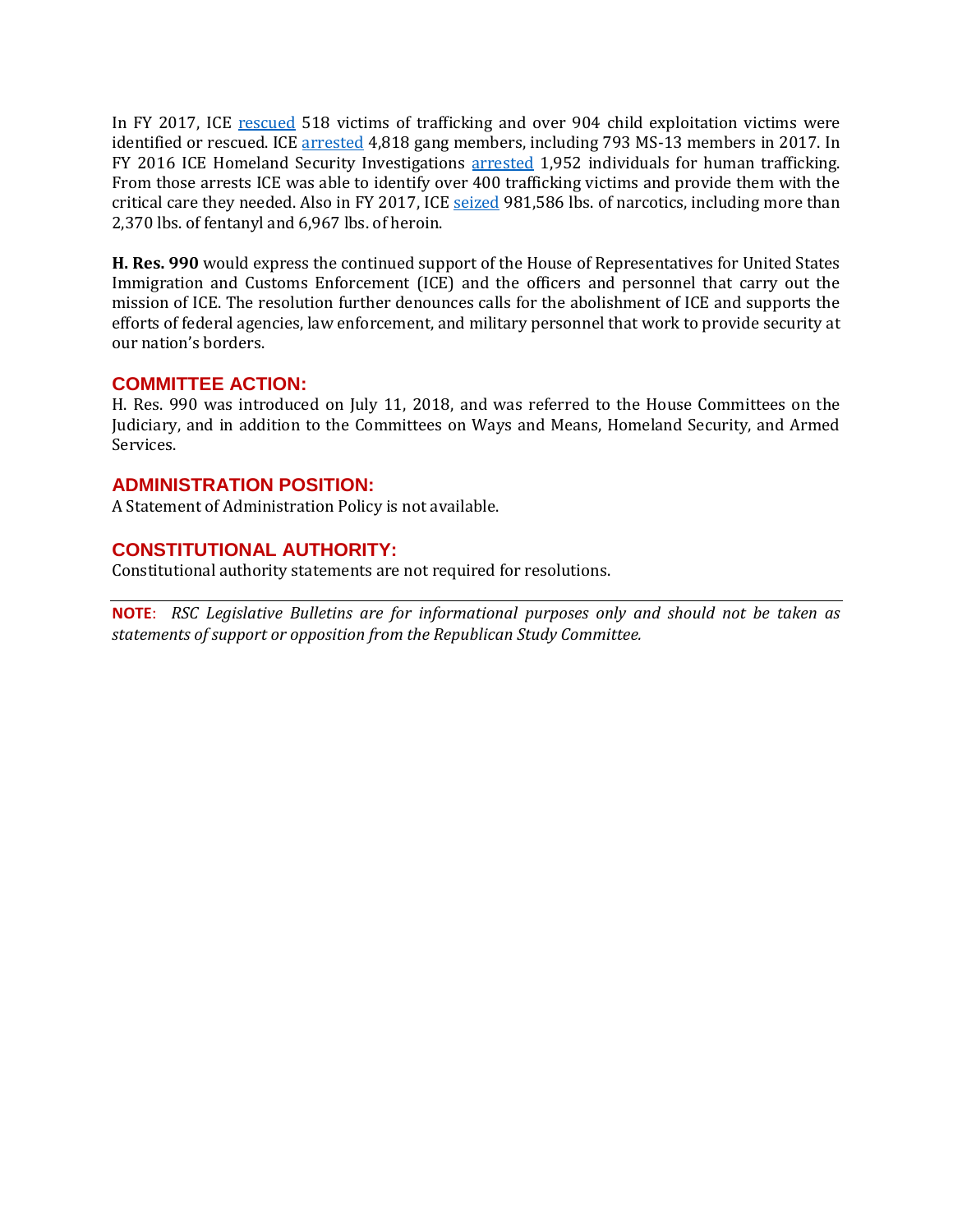In FY 2017, ICE [rescued] 518 victims of trafficking and over 904 child exploitation victims were identified or rescued. ICE [arrested] 4,818 gang members, including 793 MS-13 members in 2017. In FY 2016 ICE Homeland Security Investigations [arrested] 1,952 individuals for human trafficking. From those arrests ICE was able to identify over 400 trafficking victims and provide them with the critical care they needed. Also in FY 2017, ICE [seized] 981,586 lbs. of narcotics, including more than 2,370 lbs. of fentanyl and 6,967 lbs. of heroin.

**H. Res. 990** would express the continued support of the House of Representatives for United States Immigration and Customs Enforcement (ICE) and the officers and personnel that carry out the mission of ICE. The resolution further denounces calls for the abolishment of ICE and supports the efforts of federal agencies, law enforcement, and military personnel that work to provide security at our nation's borders.

## COMMITTEE ACTION:

H. Res. 990 was introduced on July 11, 2018, and was referred to the House Committees on the Judiciary, and in addition to the Committees on Ways and Means, Homeland Security, and Armed Services.

## ADMINISTRATION POSITION:

A Statement of Administration Policy is not available.

## CONSTITUTIONAL AUTHORITY:

Constitutional authority statements are not required for resolutions.

---

**NOTE**: *RSC Legislative Bulletins are for informational purposes only and should not be taken as statements of support or opposition from the Republican Study Committee.*